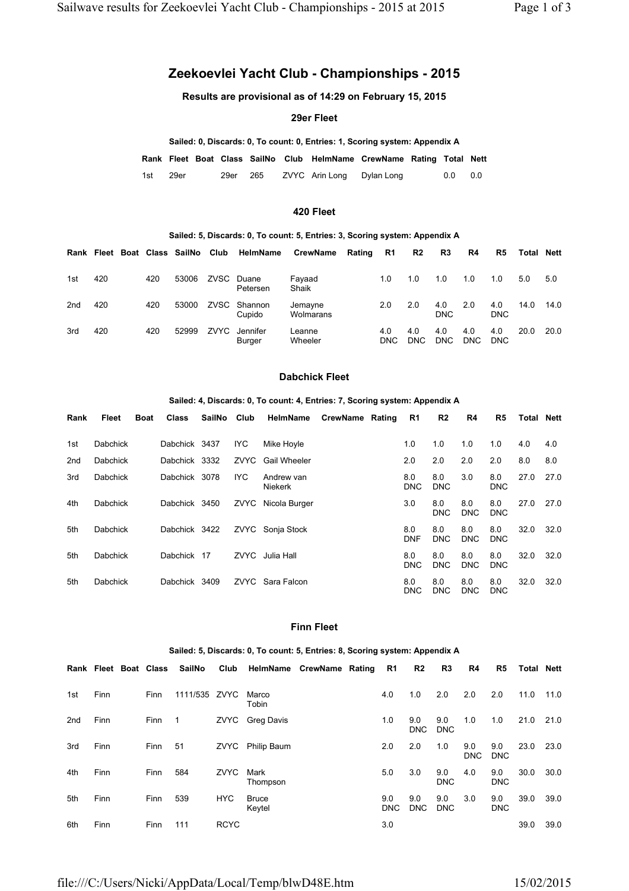# Zeekoevlei Yacht Club - Championships - 2015

**Results are provisional as of 14:29 on February 15, 2015**

## 29er Fleet

**Sailed: 0, Discards: 0, To count: 0, Entries: 1, Scoring system: Appendix A**

| Rank | Fleet | Boat | Class | SailNo | Club | HelmName | CrewName | Rating | Total | Nett |
|---|---|---|---|---|---|---|---|---|---|---|
| 1st | 29er | | 29er | 265 | ZVYC | Arin Long | Dylan Long | | 0.0 | 0.0 |

## 420 Fleet

**Sailed: 5, Discards: 0, To count: 5, Entries: 3, Scoring system: Appendix A**

| Rank | Fleet | Boat | Class | SailNo | Club | HelmName | CrewName | Rating | R1 | R2 | R3 | R4 | R5 | Total | Nett |
|---|---|---|---|---|---|---|---|---|---|---|---|---|---|---|---|
| 1st | 420 | | 420 | 53006 | ZVSC | Duane Petersen | Fayaad Shaik | | 1.0 | 1.0 | 1.0 | 1.0 | 1.0 | 5.0 | 5.0 |
| 2nd | 420 | | 420 | 53000 | ZVSC | Shannon Cupido | Jemayne Wolmarans | | 2.0 | 2.0 | 4.0 DNC | 2.0 | 4.0 DNC | 14.0 | 14.0 |
| 3rd | 420 | | 420 | 52999 | ZVYC | Jennifer Burger | Leanne Wheeler | | 4.0 DNC | 4.0 DNC | 4.0 DNC | 4.0 DNC | 4.0 DNC | 20.0 | 20.0 |

## Dabchick Fleet

**Sailed: 4, Discards: 0, To count: 4, Entries: 7, Scoring system: Appendix A**

| Rank | Fleet | Boat | Class | SailNo | Club | HelmName | CrewName | Rating | R1 | R2 | R4 | R5 | Total | Nett |
|---|---|---|---|---|---|---|---|---|---|---|---|---|---|---|
| 1st | Dabchick | | Dabchick | 3437 | IYC | Mike Hoyle | | | 1.0 | 1.0 | 1.0 | 1.0 | 4.0 | 4.0 |
| 2nd | Dabchick | | Dabchick | 3332 | ZVYC | Gail Wheeler | | | 2.0 | 2.0 | 2.0 | 2.0 | 8.0 | 8.0 |
| 3rd | Dabchick | | Dabchick | 3078 | IYC | Andrew van Niekerk | | | 8.0 DNC | 8.0 DNC | 3.0 | 8.0 DNC | 27.0 | 27.0 |
| 4th | Dabchick | | Dabchick | 3450 | ZVYC | Nicola Burger | | | 3.0 | 8.0 DNC | 8.0 DNC | 8.0 DNC | 27.0 | 27.0 |
| 5th | Dabchick | | Dabchick | 3422 | ZVYC | Sonja Stock | | | 8.0 DNF | 8.0 DNC | 8.0 DNC | 8.0 DNC | 32.0 | 32.0 |
| 5th | Dabchick | | Dabchick | 17 | ZVYC | Julia Hall | | | 8.0 DNC | 8.0 DNC | 8.0 DNC | 8.0 DNC | 32.0 | 32.0 |
| 5th | Dabchick | | Dabchick | 3409 | ZVYC | Sara Falcon | | | 8.0 DNC | 8.0 DNC | 8.0 DNC | 8.0 DNC | 32.0 | 32.0 |

## Finn Fleet

**Sailed: 5, Discards: 0, To count: 5, Entries: 8, Scoring system: Appendix A**

| Rank | Fleet | Boat | Class | SailNo | Club | HelmName | CrewName | Rating | R1 | R2 | R3 | R4 | R5 | Total | Nett |
|---|---|---|---|---|---|---|---|---|---|---|---|---|---|---|---|
| 1st | Finn | | Finn | 1111/535 | ZVYC | Marco Tobin | | | 4.0 | 1.0 | 2.0 | 2.0 | 2.0 | 11.0 | 11.0 |
| 2nd | Finn | | Finn | 1 | ZVYC | Greg Davis | | | 1.0 | 9.0 DNC | 9.0 DNC | 1.0 | 1.0 | 21.0 | 21.0 |
| 3rd | Finn | | Finn | 51 | ZVYC | Philip Baum | | | 2.0 | 2.0 | 1.0 | 9.0 DNC | 9.0 DNC | 23.0 | 23.0 |
| 4th | Finn | | Finn | 584 | ZVYC | Mark Thompson | | | 5.0 | 3.0 | 9.0 DNC | 4.0 | 9.0 DNC | 30.0 | 30.0 |
| 5th | Finn | | Finn | 539 | HYC | Bruce Keytel | | | 9.0 DNC | 9.0 DNC | 9.0 DNC | 3.0 | 9.0 DNC | 39.0 | 39.0 |
| 6th | Finn | | Finn | 111 | RCYC | | | | 3.0 | | | | | 39.0 | 39.0 |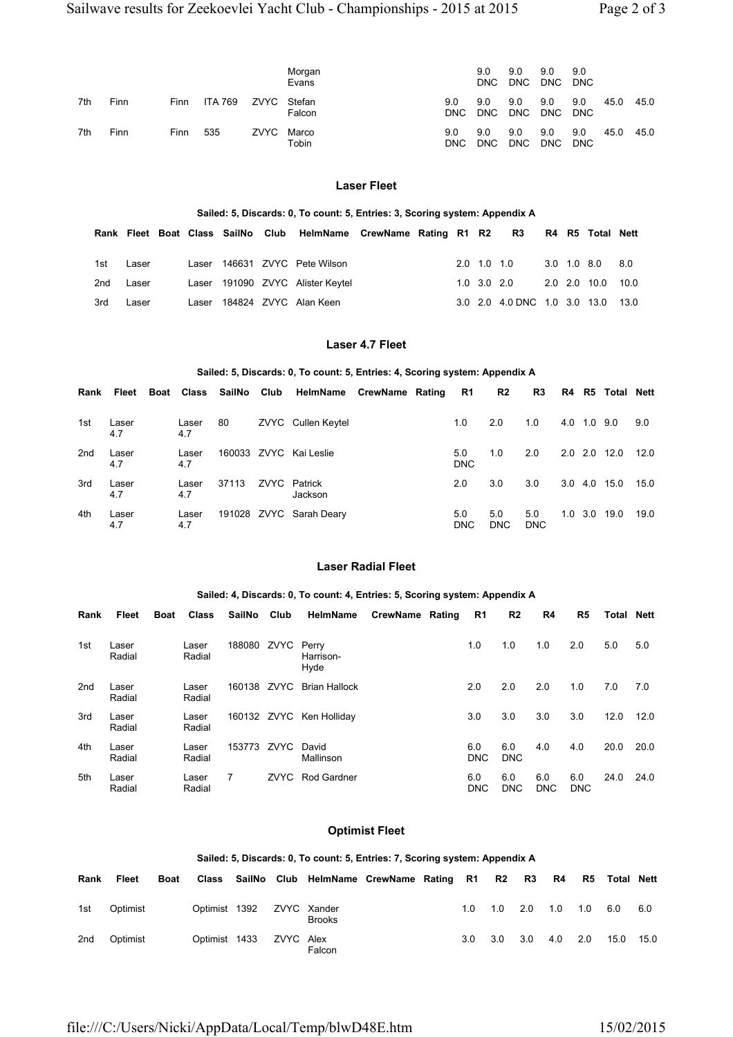| | | | | | Morgan Evans | | | | | | | | | |
|---|---|---|---|---|---|---|---|---|---|---|---|---|---|---|
| | | | | | | | | | 9.0 DNC | 9.0 DNC | 9.0 DNC | 9.0 DNC | | |
| 7th | Finn | | Finn | ITA 769 | ZVYC | Stefan Falcon | | | 9.0 DNC | 9.0 DNC | 9.0 DNC | 9.0 DNC | 9.0 DNC | 45.0 | 45.0 |
| 7th | Finn | | Finn | 535 | ZVYC | Marco Tobin | | | 9.0 DNC | 9.0 DNC | 9.0 DNC | 9.0 DNC | 9.0 DNC | 45.0 | 45.0 |

### Laser Fleet

**Sailed: 5, Discards: 0, To count: 5, Entries: 3, Scoring system: Appendix A**

| Rank | Fleet | Boat | Class | SailNo | Club | HelmName | CrewName | Rating | R1 | R2 | R3 | R4 | R5 | Total | Nett |
|---|---|---|---|---|---|---|---|---|---|---|---|---|---|---|---|
| 1st | Laser | | Laser | 146631 | ZVYC | Pete Wilson | | | 2.0 | 1.0 | 1.0 | 3.0 | 1.0 | 8.0 | 8.0 |
| 2nd | Laser | | Laser | 191090 | ZVYC | Alister Keytel | | | 1.0 | 3.0 | 2.0 | 2.0 | 2.0 | 10.0 | 10.0 |
| 3rd | Laser | | Laser | 184824 | ZVYC | Alan Keen | | | 3.0 | 2.0 | 4.0 DNC | 1.0 | 3.0 | 13.0 | 13.0 |

### Laser 4.7 Fleet

**Sailed: 5, Discards: 0, To count: 5, Entries: 4, Scoring system: Appendix A**

| Rank | Fleet | Boat | Class | SailNo | Club | HelmName | CrewName | Rating | R1 | R2 | R3 | R4 | R5 | Total | Nett |
|---|---|---|---|---|---|---|---|---|---|---|---|---|---|---|---|
| 1st | Laser 4.7 | | Laser 4.7 | 80 | ZVYC | Cullen Keytel | | | 1.0 | 2.0 | 1.0 | 4.0 | 1.0 | 9.0 | 9.0 |
| 2nd | Laser 4.7 | | Laser 4.7 | 160033 | ZVYC | Kai Leslie | | | 5.0 DNC | 1.0 | 2.0 | 2.0 | 2.0 | 12.0 | 12.0 |
| 3rd | Laser 4.7 | | Laser 4.7 | 37113 | ZVYC | Patrick Jackson | | | 2.0 | 3.0 | 3.0 | 3.0 | 4.0 | 15.0 | 15.0 |
| 4th | Laser 4.7 | | Laser 4.7 | 191028 | ZVYC | Sarah Deary | | | 5.0 DNC | 5.0 DNC | 5.0 DNC | 1.0 | 3.0 | 19.0 | 19.0 |

### Laser Radial Fleet

**Sailed: 4, Discards: 0, To count: 4, Entries: 5, Scoring system: Appendix A**

| Rank | Fleet | Boat | Class | SailNo | Club | HelmName | CrewName | Rating | R1 | R2 | R4 | R5 | Total | Nett |
|---|---|---|---|---|---|---|---|---|---|---|---|---|---|---|
| 1st | Laser Radial | | Laser Radial | 188080 | ZVYC | Perry Harrison-Hyde | | | 1.0 | 1.0 | 1.0 | 2.0 | 5.0 | 5.0 |
| 2nd | Laser Radial | | Laser Radial | 160138 | ZVYC | Brian Hallock | | | 2.0 | 2.0 | 2.0 | 1.0 | 7.0 | 7.0 |
| 3rd | Laser Radial | | Laser Radial | 160132 | ZVYC | Ken Holliday | | | 3.0 | 3.0 | 3.0 | 3.0 | 12.0 | 12.0 |
| 4th | Laser Radial | | Laser Radial | 153773 | ZVYC | David Mallinson | | | 6.0 DNC | 6.0 DNC | 4.0 | 4.0 | 20.0 | 20.0 |
| 5th | Laser Radial | | Laser Radial | 7 | ZVYC | Rod Gardner | | | 6.0 DNC | 6.0 DNC | 6.0 DNC | 6.0 DNC | 24.0 | 24.0 |

### Optimist Fleet

**Sailed: 5, Discards: 0, To count: 5, Entries: 7, Scoring system: Appendix A**

| Rank | Fleet | Boat | Class | SailNo | Club | HelmName | CrewName | Rating | R1 | R2 | R3 | R4 | R5 | Total | Nett |
|---|---|---|---|---|---|---|---|---|---|---|---|---|---|---|---|
| 1st | Optimist | | Optimist | 1392 | ZVYC | Xander Brooks | | | 1.0 | 1.0 | 2.0 | 1.0 | 1.0 | 6.0 | 6.0 |
| 2nd | Optimist | | Optimist | 1433 | ZVYC | Alex Falcon | | | 3.0 | 3.0 | 3.0 | 4.0 | 2.0 | 15.0 | 15.0 |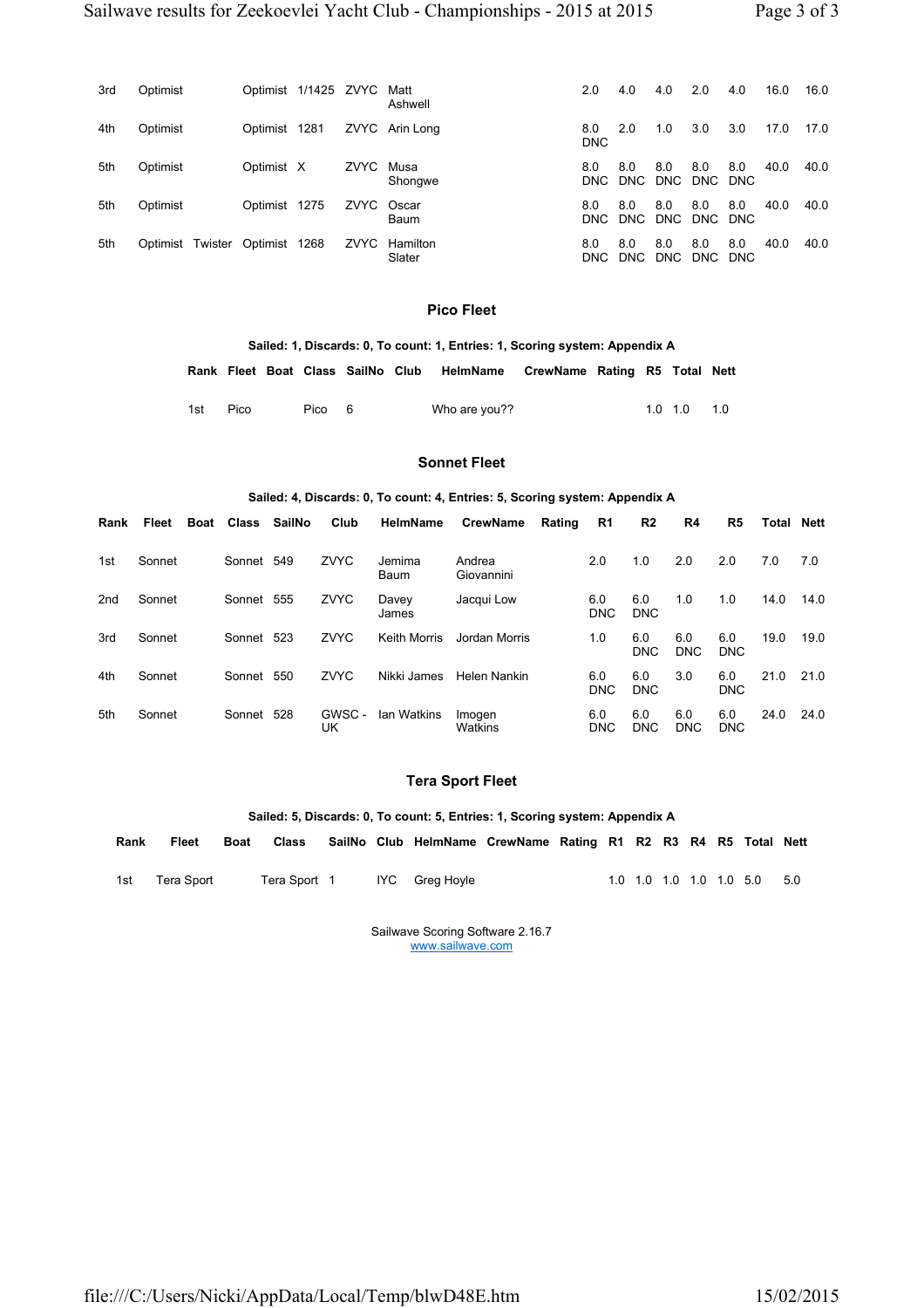| | | | | | | | | | | | | | | | |
|---|---|---|---|---|---|---|---|---|---|---|---|---|---|---|---|
| 3rd | Optimist | | Optimist | 1/1425 | ZVYC | Matt Ashwell | | | 2.0 | 4.0 | 4.0 | 2.0 | 4.0 | 16.0 | 16.0 |
| 4th | Optimist | | Optimist | 1281 | ZVYC | Arin Long | | | 8.0 DNC | 2.0 | 1.0 | 3.0 | 3.0 | 17.0 | 17.0 |
| 5th | Optimist | | Optimist | X | ZVYC | Musa Shongwe | | | 8.0 DNC | 8.0 DNC | 8.0 DNC | 8.0 DNC | 8.0 DNC | 40.0 | 40.0 |
| 5th | Optimist | | Optimist | 1275 | ZVYC | Oscar Baum | | | 8.0 DNC | 8.0 DNC | 8.0 DNC | 8.0 DNC | 8.0 DNC | 40.0 | 40.0 |
| 5th | Optimist | Twister | Optimist | 1268 | ZVYC | Hamilton Slater | | | 8.0 DNC | 8.0 DNC | 8.0 DNC | 8.0 DNC | 8.0 DNC | 40.0 | 40.0 |

## Pico Fleet

**Sailed: 1, Discards: 0, To count: 1, Entries: 1, Scoring system: Appendix A**

| Rank | Fleet | Boat | Class | SailNo | Club | HelmName | CrewName | Rating | R5 | Total | Nett |
|---|---|---|---|---|---|---|---|---|---|---|---|
| 1st | Pico | | Pico | 6 | | Who are you?? | | | 1.0 | 1.0 | 1.0 |

## Sonnet Fleet

**Sailed: 4, Discards: 0, To count: 4, Entries: 5, Scoring system: Appendix A**

| Rank | Fleet | Boat | Class | SailNo | Club | HelmName | CrewName | Rating | R1 | R2 | R4 | R5 | Total | Nett |
|---|---|---|---|---|---|---|---|---|---|---|---|---|---|---|
| 1st | Sonnet | | Sonnet | 549 | ZVYC | Jemima Baum | Andrea Giovannini | | 2.0 | 1.0 | 2.0 | 2.0 | 7.0 | 7.0 |
| 2nd | Sonnet | | Sonnet | 555 | ZVYC | Davey James | Jacqui Low | | 6.0 DNC | 6.0 DNC | 1.0 | 1.0 | 14.0 | 14.0 |
| 3rd | Sonnet | | Sonnet | 523 | ZVYC | Keith Morris | Jordan Morris | | 1.0 | 6.0 DNC | 6.0 DNC | 6.0 DNC | 19.0 | 19.0 |
| 4th | Sonnet | | Sonnet | 550 | ZVYC | Nikki James | Helen Nankin | | 6.0 DNC | 6.0 DNC | 3.0 | 6.0 DNC | 21.0 | 21.0 |
| 5th | Sonnet | | Sonnet | 528 | GWSC - UK | Ian Watkins | Imogen Watkins | | 6.0 DNC | 6.0 DNC | 6.0 DNC | 6.0 DNC | 24.0 | 24.0 |

## Tera Sport Fleet

**Sailed: 5, Discards: 0, To count: 5, Entries: 1, Scoring system: Appendix A**

| Rank | Fleet | Boat | Class | SailNo | Club | HelmName | CrewName | Rating | R1 | R2 | R3 | R4 | R5 | Total | Nett |
|---|---|---|---|---|---|---|---|---|---|---|---|---|---|---|---|
| 1st | Tera Sport | | Tera Sport | 1 | IYC | Greg Hoyle | | | 1.0 | 1.0 | 1.0 | 1.0 | 1.0 | 5.0 | 5.0 |

Sailwave Scoring Software 2.16.7
www.sailwave.com